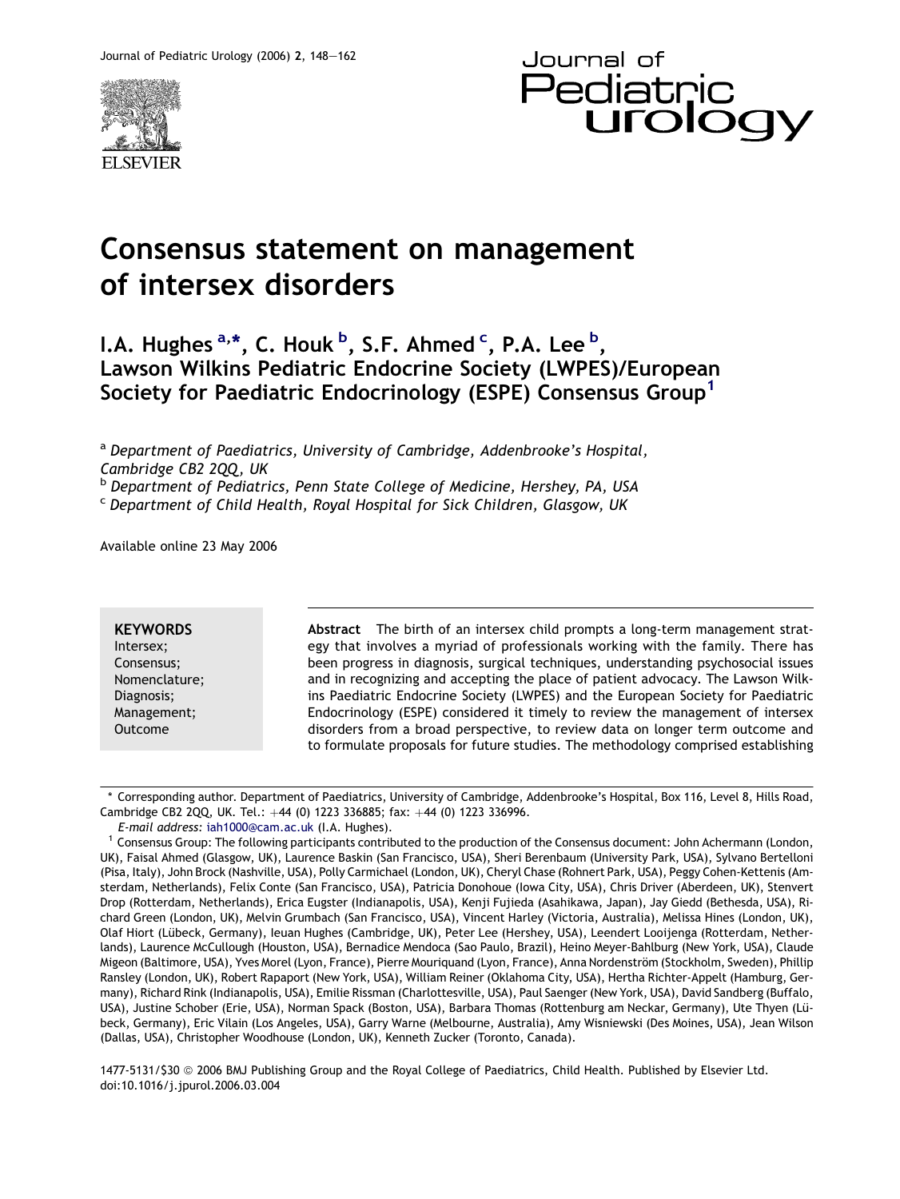# Consensus statement on management of intersex disorders

**I.A. Hughes [a,*], C. Houk [b], S.F. Ahmed [c], P.A. Lee [b], Lawson Wilkins Pediatric Endocrine Society (LWPES)/European Society for Paediatric Endocrinology (ESPE) Consensus Group[1]**

[a] *Department of Paediatrics, University of Cambridge, Addenbrooke's Hospital, Cambridge CB2 2QQ, UK*
[b] *Department of Pediatrics, Penn State College of Medicine, Hershey, PA, USA*
[c] *Department of Child Health, Royal Hospital for Sick Children, Glasgow, UK*

Available online 23 May 2006

**KEYWORDS**
Intersex;
Consensus;
Nomenclature;
Diagnosis;
Management;
Outcome

**Abstract** The birth of an intersex child prompts a long-term management strategy that involves a myriad of professionals working with the family. There has been progress in diagnosis, surgical techniques, understanding psychosocial issues and in recognizing and accepting the place of patient advocacy. The Lawson Wilkins Paediatric Endocrine Society (LWPES) and the European Society for Paediatric Endocrinology (ESPE) considered it timely to review the management of intersex disorders from a broad perspective, to review data on longer term outcome and to formulate proposals for future studies. The methodology comprised establishing

\* Corresponding author. Department of Paediatrics, University of Cambridge, Addenbrooke's Hospital, Box 116, Level 8, Hills Road, Cambridge CB2 2QQ, UK. Tel.: +44 (0) 1223 336885; fax: +44 (0) 1223 336996.

*E-mail address*: iah1000@cam.ac.uk (I.A. Hughes).

[1] Consensus Group: The following participants contributed to the production of the Consensus document: John Achermann (London, UK), Faisal Ahmed (Glasgow, UK), Laurence Baskin (San Francisco, USA), Sheri Berenbaum (University Park, USA), Sylvano Bertelloni (Pisa, Italy), John Brock (Nashville, USA), Polly Carmichael (London, UK), Cheryl Chase (Rohnert Park, USA), Peggy Cohen-Kettenis (Amsterdam, Netherlands), Felix Conte (San Francisco, USA), Patricia Donohoue (Iowa City, USA), Chris Driver (Aberdeen, UK), Stenvert Drop (Rotterdam, Netherlands), Erica Eugster (Indianapolis, USA), Kenji Fujieda (Asahikawa, Japan), Jay Giedd (Bethesda, USA), Richard Green (London, UK), Melvin Grumbach (San Francisco, USA), Vincent Harley (Victoria, Australia), Melissa Hines (London, UK), Olaf Hiort (Lübeck, Germany), Ieuan Hughes (Cambridge, UK), Peter Lee (Hershey, USA), Leendert Looijenga (Rotterdam, Netherlands), Laurence McCullough (Houston, USA), Bernadice Mendoca (Sao Paulo, Brazil), Heino Meyer-Bahlburg (New York, USA), Claude Migeon (Baltimore, USA), Yves Morel (Lyon, France), Pierre Mouriquand (Lyon, France), Anna Nordenström (Stockholm, Sweden), Phillip Ransley (London, UK), Robert Rapaport (New York, USA), William Reiner (Oklahoma City, USA), Hertha Richter-Appelt (Hamburg, Germany), Richard Rink (Indianapolis, USA), Emilie Rissman (Charlottesville, USA), Paul Saenger (New York, USA), David Sandberg (Buffalo, USA), Justine Schober (Erie, USA), Norman Spack (Boston, USA), Barbara Thomas (Rottenburg am Neckar, Germany), Ute Thyen (Lübeck, Germany), Eric Vilain (Los Angeles, USA), Garry Warne (Melbourne, Australia), Amy Wisniewski (Des Moines, USA), Jean Wilson (Dallas, USA), Christopher Woodhouse (London, UK), Kenneth Zucker (Toronto, Canada).

1477-5131/$30 © 2006 BMJ Publishing Group and the Royal College of Paediatrics, Child Health. Published by Elsevier Ltd.
doi:10.1016/j.jpurol.2006.03.004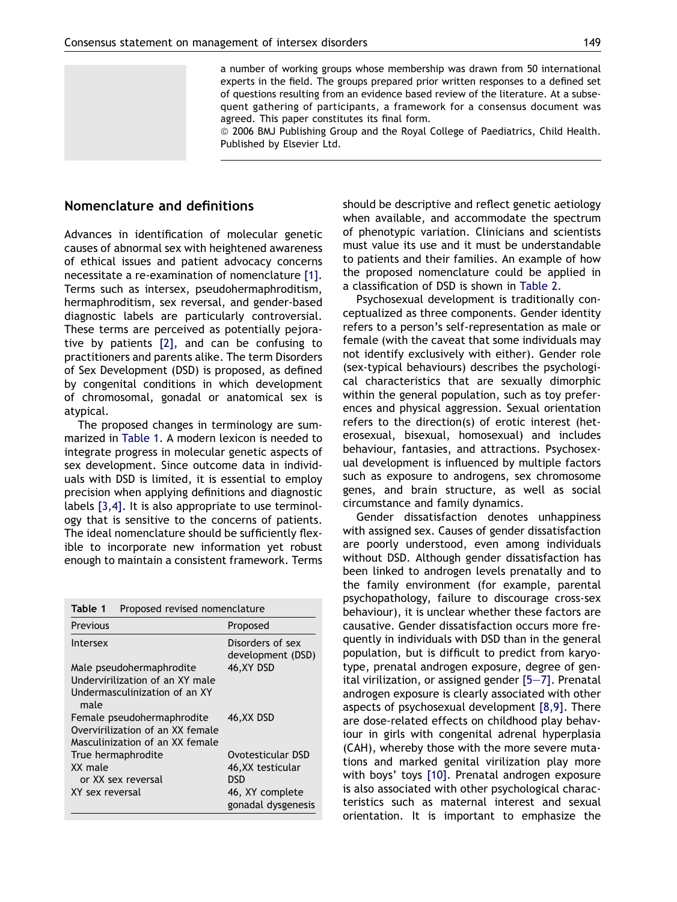a number of working groups whose membership was drawn from 50 international experts in the field. The groups prepared prior written responses to a defined set of questions resulting from an evidence based review of the literature. At a subsequent gathering of participants, a framework for a consensus document was agreed. This paper constitutes its final form.

© 2006 BMJ Publishing Group and the Royal College of Paediatrics, Child Health. Published by Elsevier Ltd.

## Nomenclature and definitions

Advances in identification of molecular genetic causes of abnormal sex with heightened awareness of ethical issues and patient advocacy concerns necessitate a re-examination of nomenclature [1]. Terms such as intersex, pseudohermaphroditism, hermaphroditism, sex reversal, and gender-based diagnostic labels are particularly controversial. These terms are perceived as potentially pejorative by patients [2], and can be confusing to practitioners and parents alike. The term Disorders of Sex Development (DSD) is proposed, as defined by congenital conditions in which development of chromosomal, gonadal or anatomical sex is atypical.

The proposed changes in terminology are summarized in Table 1. A modern lexicon is needed to integrate progress in molecular genetic aspects of sex development. Since outcome data in individuals with DSD is limited, it is essential to employ precision when applying definitions and diagnostic labels [3,4]. It is also appropriate to use terminology that is sensitive to the concerns of patients. The ideal nomenclature should be sufficiently flexible to incorporate new information yet robust enough to maintain a consistent framework. Terms should be descriptive and reflect genetic aetiology when available, and accommodate the spectrum of phenotypic variation. Clinicians and scientists must value its use and it must be understandable to patients and their families. An example of how the proposed nomenclature could be applied in a classification of DSD is shown in Table 2.

**Table 1** Proposed revised nomenclature

| Previous | Proposed |
|---|---|
| Intersex | Disorders of sex development (DSD) |
| Male pseudohermaphrodite<br>Undervirilization of an XY male<br>Undermasculinization of an XY male | 46,XY DSD |
| Female pseudohermaphrodite<br>Overvirilization of an XX female<br>Masculinization of an XX female | 46,XX DSD |
| True hermaphrodite | Ovotesticular DSD |
| XX male<br>or XX sex reversal | 46,XX testicular DSD |
| XY sex reversal | 46, XY complete gonadal dysgenesis |

Psychosexual development is traditionally conceptualized as three components. Gender identity refers to a person's self-representation as male or female (with the caveat that some individuals may not identify exclusively with either). Gender role (sex-typical behaviours) describes the psychological characteristics that are sexually dimorphic within the general population, such as toy preferences and physical aggression. Sexual orientation refers to the direction(s) of erotic interest (heterosexual, bisexual, homosexual) and includes behaviour, fantasies, and attractions. Psychosexual development is influenced by multiple factors such as exposure to androgens, sex chromosome genes, and brain structure, as well as social circumstance and family dynamics.

Gender dissatisfaction denotes unhappiness with assigned sex. Causes of gender dissatisfaction are poorly understood, even among individuals without DSD. Although gender dissatisfaction has been linked to androgen levels prenatally and to the family environment (for example, parental psychopathology, failure to discourage cross-sex behaviour), it is unclear whether these factors are causative. Gender dissatisfaction occurs more frequently in individuals with DSD than in the general population, but is difficult to predict from karyotype, prenatal androgen exposure, degree of genital virilization, or assigned gender [5–7]. Prenatal androgen exposure is clearly associated with other aspects of psychosexual development [8,9]. There are dose-related effects on childhood play behaviour in girls with congenital adrenal hyperplasia (CAH), whereby those with the more severe mutations and marked genital virilization play more with boys' toys [10]. Prenatal androgen exposure is also associated with other psychological characteristics such as maternal interest and sexual orientation. It is important to emphasize the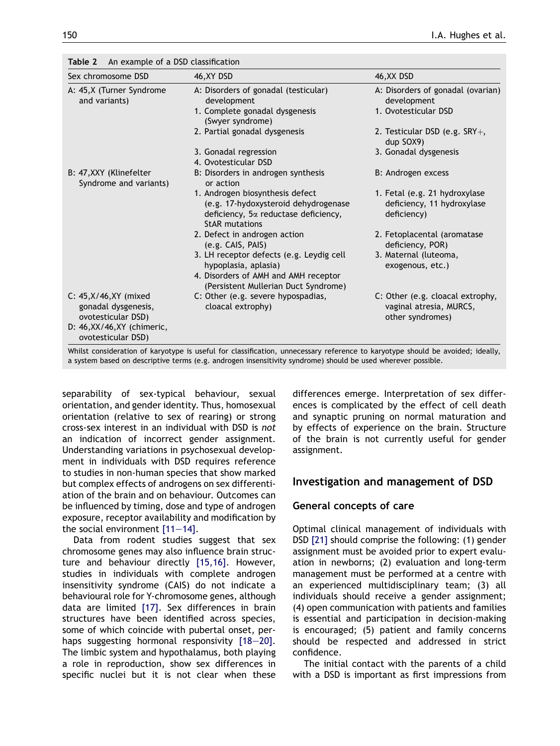**Table 2** An example of a DSD classification

| Sex chromosome DSD | 46,XY DSD | 46,XX DSD |
|---|---|---|
| A: 45,X (Turner Syndrome and variants) | A: Disorders of gonadal (testicular) development | A: Disorders of gonadal (ovarian) development |
| | 1. Complete gonadal dysgenesis (Swyer syndrome) | 1. Ovotesticular DSD |
| | 2. Partial gonadal dysgenesis | 2. Testicular DSD (e.g. SRY+, dup SOX9) |
| | 3. Gonadal regression | 3. Gonadal dysgenesis |
| | 4. Ovotesticular DSD | |
| B: 47,XXY (Klinefelter Syndrome and variants) | B: Disorders in androgen synthesis or action | B: Androgen excess |
| | 1. Androgen biosynthesis defect (e.g. 17-hydroxysteroid dehydrogenase deficiency, 5$\alpha$ reductase deficiency, StAR mutations | 1. Fetal (e.g. 21 hydroxylase deficiency, 11 hydroxylase deficiency) |
| | 2. Defect in androgen action (e.g. CAIS, PAIS) | 2. Fetoplacental (aromatase deficiency, POR) |
| | 3. LH receptor defects (e.g. Leydig cell hypoplasia, aplasia) | 3. Maternal (luteoma, exogenous, etc.) |
| | 4. Disorders of AMH and AMH receptor (Persistent Mullerian Duct Syndrome) | |
| C: 45,X/46,XY (mixed gonadal dysgenesis, ovotesticular DSD) | C: Other (e.g. severe hypospadias, cloacal extrophy) | C: Other (e.g. cloacal extrophy, vaginal atresia, MURCS, other syndromes) |
| D: 46,XX/46,XY (chimeric, ovotesticular DSD) | | |

Whilst consideration of karyotype is useful for classification, unnecessary reference to karyotype should be avoided; ideally, a system based on descriptive terms (e.g. androgen insensitivity syndrome) should be used wherever possible.

separability of sex-typical behaviour, sexual orientation, and gender identity. Thus, homosexual orientation (relative to sex of rearing) or strong cross-sex interest in an individual with DSD is *not* an indication of incorrect gender assignment. Understanding variations in psychosexual development in individuals with DSD requires reference to studies in non-human species that show marked but complex effects of androgens on sex differentiation of the brain and on behaviour. Outcomes can be influenced by timing, dose and type of androgen exposure, receptor availability and modification by the social environment [11–14].

Data from rodent studies suggest that sex chromosome genes may also influence brain structure and behaviour directly [15,16]. However, studies in individuals with complete androgen insensitivity syndrome (CAIS) do not indicate a behavioural role for Y-chromosome genes, although data are limited [17]. Sex differences in brain structures have been identified across species, some of which coincide with pubertal onset, perhaps suggesting hormonal responsivity [18–20]. The limbic system and hypothalamus, both playing a role in reproduction, show sex differences in specific nuclei but it is not clear when these differences emerge. Interpretation of sex differences is complicated by the effect of cell death and synaptic pruning on normal maturation and by effects of experience on the brain. Structure of the brain is not currently useful for gender assignment.

## Investigation and management of DSD

### General concepts of care

Optimal clinical management of individuals with DSD [21] should comprise the following: (1) gender assignment must be avoided prior to expert evaluation in newborns; (2) evaluation and long-term management must be performed at a centre with an experienced multidisciplinary team; (3) all individuals should receive a gender assignment; (4) open communication with patients and families is essential and participation in decision-making is encouraged; (5) patient and family concerns should be respected and addressed in strict confidence.

The initial contact with the parents of a child with a DSD is important as first impressions from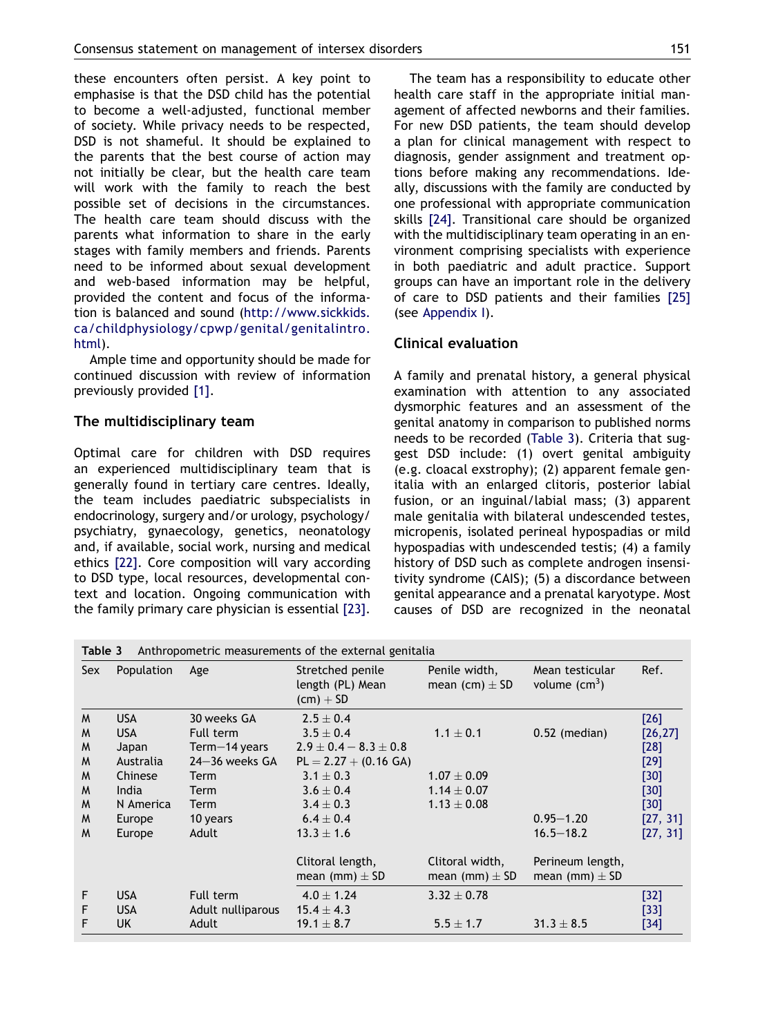these encounters often persist. A key point to emphasise is that the DSD child has the potential to become a well-adjusted, functional member of society. While privacy needs to be respected, DSD is not shameful. It should be explained to the parents that the best course of action may not initially be clear, but the health care team will work with the family to reach the best possible set of decisions in the circumstances. The health care team should discuss with the parents what information to share in the early stages with family members and friends. Parents need to be informed about sexual development and web-based information may be helpful, provided the content and focus of the information is balanced and sound (http://www.sickkids.ca/childphysiology/cpwp/genital/genitalintro.html).

Ample time and opportunity should be made for continued discussion with review of information previously provided [1].

## The multidisciplinary team

Optimal care for children with DSD requires an experienced multidisciplinary team that is generally found in tertiary care centres. Ideally, the team includes paediatric subspecialists in endocrinology, surgery and/or urology, psychology/psychiatry, gynaecology, genetics, neonatology and, if available, social work, nursing and medical ethics [22]. Core composition will vary according to DSD type, local resources, developmental context and location. Ongoing communication with the family primary care physician is essential [23].

The team has a responsibility to educate other health care staff in the appropriate initial management of affected newborns and their families. For new DSD patients, the team should develop a plan for clinical management with respect to diagnosis, gender assignment and treatment options before making any recommendations. Ideally, discussions with the family are conducted by one professional with appropriate communication skills [24]. Transitional care should be organized with the multidisciplinary team operating in an environment comprising specialists with experience in both paediatric and adult practice. Support groups can have an important role in the delivery of care to DSD patients and their families [25] (see Appendix I).

## Clinical evaluation

A family and prenatal history, a general physical examination with attention to any associated dysmorphic features and an assessment of the genital anatomy in comparison to published norms needs to be recorded (Table 3). Criteria that suggest DSD include: (1) overt genital ambiguity (e.g. cloacal exstrophy); (2) apparent female genitalia with an enlarged clitoris, posterior labial fusion, or an inguinal/labial mass; (3) apparent male genitalia with bilateral undescended testes, micropenis, isolated perineal hypospadias or mild hypospadias with undescended testis; (4) a family history of DSD such as complete androgen insensitivity syndrome (CAIS); (5) a discordance between genital appearance and a prenatal karyotype. Most causes of DSD are recognized in the neonatal

**Table 3** Anthropometric measurements of the external genitalia

| Sex | Population | Age | Stretched penile length (PL) Mean (cm) + SD | Penile width, mean (cm) ± SD | Mean testicular volume (cm$^3$) | Ref. |
|---|---|---|---|---|---|---|
| M | USA | 30 weeks GA | $2.5 \pm 0.4$ | | | [26] |
| M | USA | Full term | $3.5 \pm 0.4$ | $1.1 \pm 0.1$ | 0.52 (median) | [26,27] |
| M | Japan | Term–14 years | $2.9 \pm 0.4 - 8.3 \pm 0.8$ | | | [28] |
| M | Australia | 24–36 weeks GA | PL = 2.27 + (0.16 GA) | | | [29] |
| M | Chinese | Term | $3.1 \pm 0.3$ | $1.07 \pm 0.09$ | | [30] |
| M | India | Term | $3.6 \pm 0.4$ | $1.14 \pm 0.07$ | | [30] |
| M | N America | Term | $3.4 \pm 0.3$ | $1.13 \pm 0.08$ | | [30] |
| M | Europe | 10 years | $6.4 \pm 0.4$ | | 0.95–1.20 | [27, 31] |
| M | Europe | Adult | $13.3 \pm 1.6$ | | 16.5–18.2 | [27, 31] |
| | | | Clitoral length, mean (mm) ± SD | Clitoral width, mean (mm) ± SD | Perineum length, mean (mm) ± SD | |
| F | USA | Full term | $4.0 \pm 1.24$ | $3.32 \pm 0.78$ | | [32] |
| F | USA | Adult nulliparous | $15.4 \pm 4.3$ | | | [33] |
| F | UK | Adult | $19.1 \pm 8.7$ | $5.5 \pm 1.7$ | $31.3 \pm 8.5$ | [34] |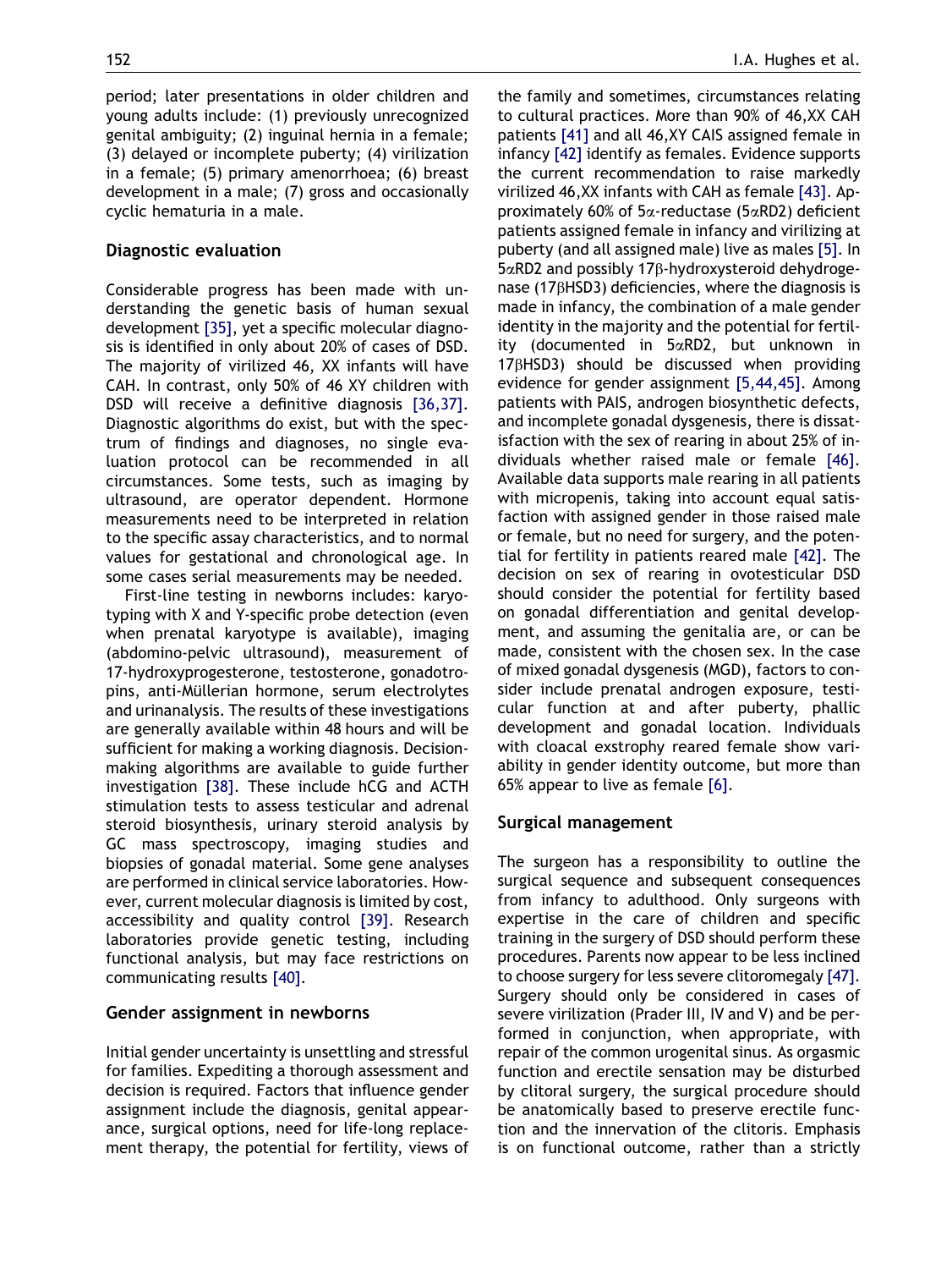period; later presentations in older children and young adults include: (1) previously unrecognized genital ambiguity; (2) inguinal hernia in a female; (3) delayed or incomplete puberty; (4) virilization in a female; (5) primary amenorrhoea; (6) breast development in a male; (7) gross and occasionally cyclic hematuria in a male.

## Diagnostic evaluation

Considerable progress has been made with understanding the genetic basis of human sexual development [35], yet a specific molecular diagnosis is identified in only about 20% of cases of DSD. The majority of virilized 46, XX infants will have CAH. In contrast, only 50% of 46 XY children with DSD will receive a definitive diagnosis [36,37]. Diagnostic algorithms do exist, but with the spectrum of findings and diagnoses, no single evaluation protocol can be recommended in all circumstances. Some tests, such as imaging by ultrasound, are operator dependent. Hormone measurements need to be interpreted in relation to the specific assay characteristics, and to normal values for gestational and chronological age. In some cases serial measurements may be needed.

First-line testing in newborns includes: karyotyping with X and Y-specific probe detection (even when prenatal karyotype is available), imaging (abdomino-pelvic ultrasound), measurement of 17-hydroxyprogesterone, testosterone, gonadotropins, anti-Müllerian hormone, serum electrolytes and urinalysis. The results of these investigations are generally available within 48 hours and will be sufficient for making a working diagnosis. Decision-making algorithms are available to guide further investigation [38]. These include hCG and ACTH stimulation tests to assess testicular and adrenal steroid biosynthesis, urinary steroid analysis by GC mass spectroscopy, imaging studies and biopsies of gonadal material. Some gene analyses are performed in clinical service laboratories. However, current molecular diagnosis is limited by cost, accessibility and quality control [39]. Research laboratories provide genetic testing, including functional analysis, but may face restrictions on communicating results [40].

## Gender assignment in newborns

Initial gender uncertainty is unsettling and stressful for families. Expediting a thorough assessment and decision is required. Factors that influence gender assignment include the diagnosis, genital appearance, surgical options, need for life-long replacement therapy, the potential for fertility, views of the family and sometimes, circumstances relating to cultural practices. More than 90% of 46,XX CAH patients [41] and all 46,XY CAIS assigned female in infancy [42] identify as females. Evidence supports the current recommendation to raise markedly virilized 46,XX infants with CAH as female [43]. Approximately 60% of 5α-reductase (5αRD2) deficient patients assigned female in infancy and virilizing at puberty (and all assigned male) live as males [5]. In 5αRD2 and possibly 17β-hydroxysteroid dehydrogenase (17βHSD3) deficiencies, where the diagnosis is made in infancy, the combination of a male gender identity in the majority and the potential for fertility (documented in 5αRD2, but unknown in 17βHSD3) should be discussed when providing evidence for gender assignment [5,44,45]. Among patients with PAIS, androgen biosynthetic defects, and incomplete gonadal dysgenesis, there is dissatisfaction with the sex of rearing in about 25% of individuals whether raised male or female [46]. Available data supports male rearing in all patients with micropenis, taking into account equal satisfaction with assigned gender in those raised male or female, but no need for surgery, and the potential for fertility in patients reared male [42]. The decision on sex of rearing in ovotesticular DSD should consider the potential for fertility based on gonadal differentiation and genital development, and assuming the genitalia are, or can be made, consistent with the chosen sex. In the case of mixed gonadal dysgenesis (MGD), factors to consider include prenatal androgen exposure, testicular function at and after puberty, phallic development and gonadal location. Individuals with cloacal exstrophy reared female show variability in gender identity outcome, but more than 65% appear to live as female [6].

## Surgical management

The surgeon has a responsibility to outline the surgical sequence and subsequent consequences from infancy to adulthood. Only surgeons with expertise in the care of children and specific training in the surgery of DSD should perform these procedures. Parents now appear to be less inclined to choose surgery for less severe clitoromegaly [47]. Surgery should only be considered in cases of severe virilization (Prader III, IV and V) and be performed in conjunction, when appropriate, with repair of the common urogenital sinus. As orgasmic function and erectile sensation may be disturbed by clitoral surgery, the surgical procedure should be anatomically based to preserve erectile function and the innervation of the clitoris. Emphasis is on functional outcome, rather than a strictly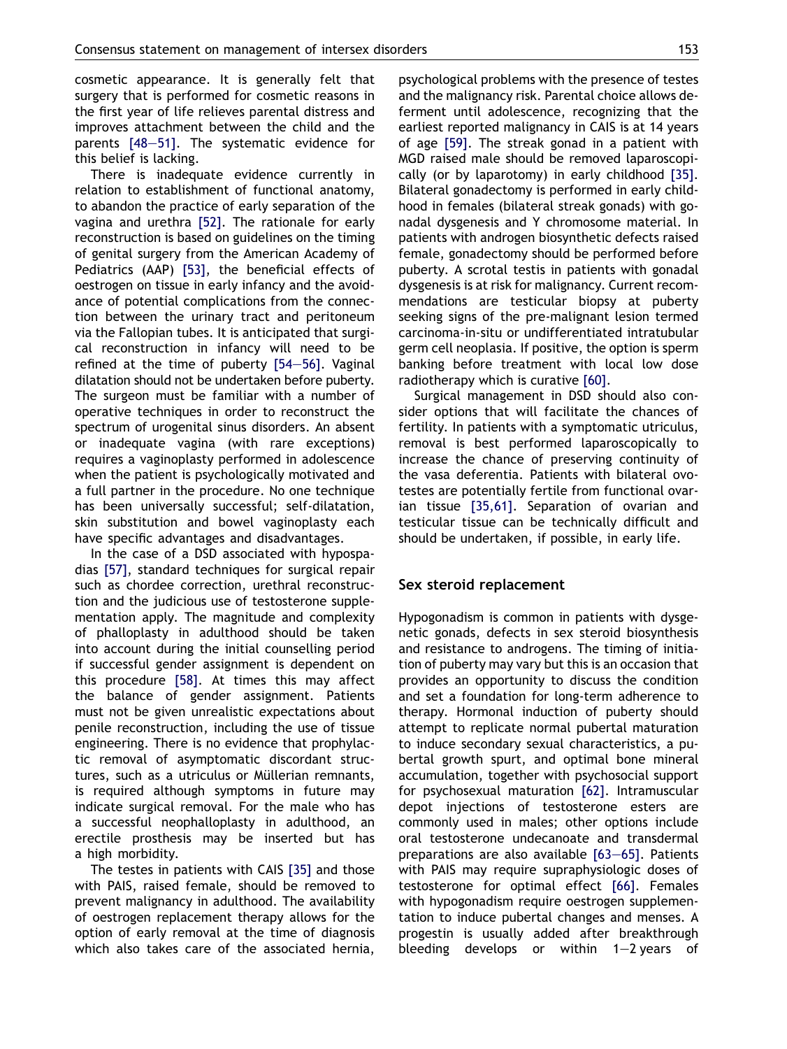cosmetic appearance. It is generally felt that surgery that is performed for cosmetic reasons in the first year of life relieves parental distress and improves attachment between the child and the parents [48–51]. The systematic evidence for this belief is lacking.

There is inadequate evidence currently in relation to establishment of functional anatomy, to abandon the practice of early separation of the vagina and urethra [52]. The rationale for early reconstruction is based on guidelines on the timing of genital surgery from the American Academy of Pediatrics (AAP) [53], the beneficial effects of oestrogen on tissue in early infancy and the avoidance of potential complications from the connection between the urinary tract and peritoneum via the Fallopian tubes. It is anticipated that surgical reconstruction in infancy will need to be refined at the time of puberty [54–56]. Vaginal dilatation should not be undertaken before puberty. The surgeon must be familiar with a number of operative techniques in order to reconstruct the spectrum of urogenital sinus disorders. An absent or inadequate vagina (with rare exceptions) requires a vaginoplasty performed in adolescence when the patient is psychologically motivated and a full partner in the procedure. No one technique has been universally successful; self-dilatation, skin substitution and bowel vaginoplasty each have specific advantages and disadvantages.

In the case of a DSD associated with hypospadias [57], standard techniques for surgical repair such as chordee correction, urethral reconstruction and the judicious use of testosterone supplementation apply. The magnitude and complexity of phalloplasty in adulthood should be taken into account during the initial counselling period if successful gender assignment is dependent on this procedure [58]. At times this may affect the balance of gender assignment. Patients must not be given unrealistic expectations about penile reconstruction, including the use of tissue engineering. There is no evidence that prophylactic removal of asymptomatic discordant structures, such as a utriculus or Müllerian remnants, is required although symptoms in future may indicate surgical removal. For the male who has a successful neophalloplasty in adulthood, an erectile prosthesis may be inserted but has a high morbidity.

The testes in patients with CAIS [35] and those with PAIS, raised female, should be removed to prevent malignancy in adulthood. The availability of oestrogen replacement therapy allows for the option of early removal at the time of diagnosis which also takes care of the associated hernia, psychological problems with the presence of testes and the malignancy risk. Parental choice allows deferment until adolescence, recognizing that the earliest reported malignancy in CAIS is at 14 years of age [59]. The streak gonad in a patient with MGD raised male should be removed laparoscopically (or by laparotomy) in early childhood [35]. Bilateral gonadectomy is performed in early childhood in females (bilateral streak gonads) with gonadal dysgenesis and Y chromosome material. In patients with androgen biosynthetic defects raised female, gonadectomy should be performed before puberty. A scrotal testis in patients with gonadal dysgenesis is at risk for malignancy. Current recommendations are testicular biopsy at puberty seeking signs of the pre-malignant lesion termed carcinoma-in-situ or undifferentiated intratubular germ cell neoplasia. If positive, the option is sperm banking before treatment with local low dose radiotherapy which is curative [60].

Surgical management in DSD should also consider options that will facilitate the chances of fertility. In patients with a symptomatic utriculus, removal is best performed laparoscopically to increase the chance of preserving continuity of the vasa deferentia. Patients with bilateral ovotestes are potentially fertile from functional ovarian tissue [35,61]. Separation of ovarian and testicular tissue can be technically difficult and should be undertaken, if possible, in early life.

## Sex steroid replacement

Hypogonadism is common in patients with dysgenetic gonads, defects in sex steroid biosynthesis and resistance to androgens. The timing of initiation of puberty may vary but this is an occasion that provides an opportunity to discuss the condition and set a foundation for long-term adherence to therapy. Hormonal induction of puberty should attempt to replicate normal pubertal maturation to induce secondary sexual characteristics, a pubertal growth spurt, and optimal bone mineral accumulation, together with psychosocial support for psychosexual maturation [62]. Intramuscular depot injections of testosterone esters are commonly used in males; other options include oral testosterone undecanoate and transdermal preparations are also available [63–65]. Patients with PAIS may require supraphysiologic doses of testosterone for optimal effect [66]. Females with hypogonadism require oestrogen supplementation to induce pubertal changes and menses. A progestin is usually added after breakthrough bleeding develops or within 1–2 years of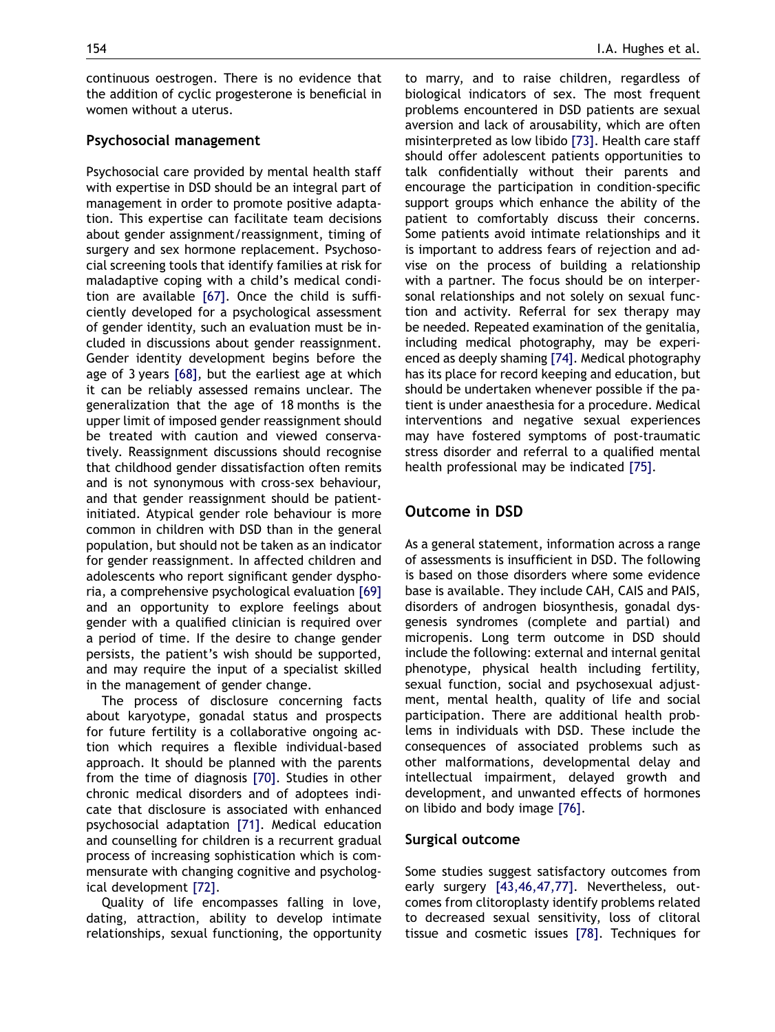continuous oestrogen. There is no evidence that the addition of cyclic progesterone is beneficial in women without a uterus.

### Psychosocial management

Psychosocial care provided by mental health staff with expertise in DSD should be an integral part of management in order to promote positive adaptation. This expertise can facilitate team decisions about gender assignment/reassignment, timing of surgery and sex hormone replacement. Psychosocial screening tools that identify families at risk for maladaptive coping with a child's medical condition are available [67]. Once the child is sufficiently developed for a psychological assessment of gender identity, such an evaluation must be included in discussions about gender reassignment. Gender identity development begins before the age of 3 years [68], but the earliest age at which it can be reliably assessed remains unclear. The generalization that the age of 18 months is the upper limit of imposed gender reassignment should be treated with caution and viewed conservatively. Reassignment discussions should recognise that childhood gender dissatisfaction often remits and is not synonymous with cross-sex behaviour, and that gender reassignment should be patient-initiated. Atypical gender role behaviour is more common in children with DSD than in the general population, but should not be taken as an indicator for gender reassignment. In affected children and adolescents who report significant gender dysphoria, a comprehensive psychological evaluation [69] and an opportunity to explore feelings about gender with a qualified clinician is required over a period of time. If the desire to change gender persists, the patient's wish should be supported, and may require the input of a specialist skilled in the management of gender change.

The process of disclosure concerning facts about karyotype, gonadal status and prospects for future fertility is a collaborative ongoing action which requires a flexible individual-based approach. It should be planned with the parents from the time of diagnosis [70]. Studies in other chronic medical disorders and of adoptees indicate that disclosure is associated with enhanced psychosocial adaptation [71]. Medical education and counselling for children is a recurrent gradual process of increasing sophistication which is commensurate with changing cognitive and psychological development [72].

Quality of life encompasses falling in love, dating, attraction, ability to develop intimate relationships, sexual functioning, the opportunity to marry, and to raise children, regardless of biological indicators of sex. The most frequent problems encountered in DSD patients are sexual aversion and lack of arousability, which are often misinterpreted as low libido [73]. Health care staff should offer adolescent patients opportunities to talk confidentially without their parents and encourage the participation in condition-specific support groups which enhance the ability of the patient to comfortably discuss their concerns. Some patients avoid intimate relationships and it is important to address fears of rejection and advise on the process of building a relationship with a partner. The focus should be on interpersonal relationships and not solely on sexual function and activity. Referral for sex therapy may be needed. Repeated examination of the genitalia, including medical photography, may be experienced as deeply shaming [74]. Medical photography has its place for record keeping and education, but should be undertaken whenever possible if the patient is under anaesthesia for a procedure. Medical interventions and negative sexual experiences may have fostered symptoms of post-traumatic stress disorder and referral to a qualified mental health professional may be indicated [75].

## Outcome in DSD

As a general statement, information across a range of assessments is insufficient in DSD. The following is based on those disorders where some evidence base is available. They include CAH, CAIS and PAIS, disorders of androgen biosynthesis, gonadal dysgenesis syndromes (complete and partial) and micropenis. Long term outcome in DSD should include the following: external and internal genital phenotype, physical health including fertility, sexual function, social and psychosexual adjustment, mental health, quality of life and social participation. There are additional health problems in individuals with DSD. These include the consequences of associated problems such as other malformations, developmental delay and intellectual impairment, delayed growth and development, and unwanted effects of hormones on libido and body image [76].

### Surgical outcome

Some studies suggest satisfactory outcomes from early surgery [43,46,47,77]. Nevertheless, outcomes from clitoroplasty identify problems related to decreased sexual sensitivity, loss of clitoral tissue and cosmetic issues [78]. Techniques for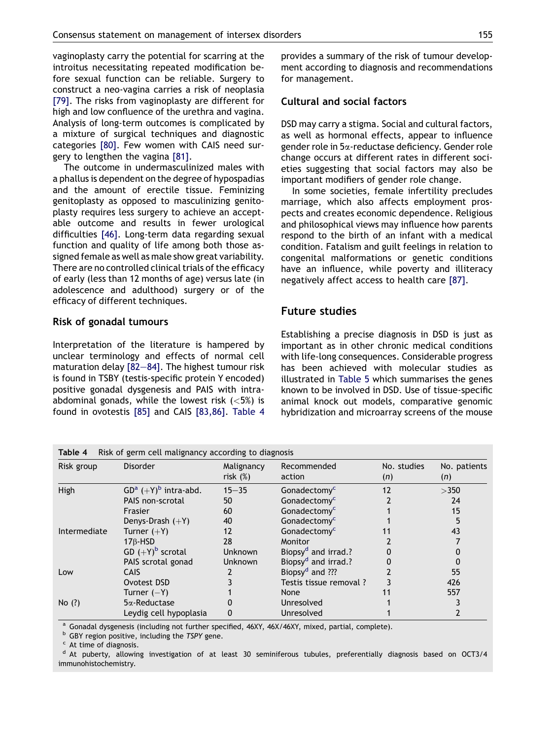vaginoplasty carry the potential for scarring at the introitus necessitating repeated modification before sexual function can be reliable. Surgery to construct a neo-vagina carries a risk of neoplasia [79]. The risks from vaginoplasty are different for high and low confluence of the urethra and vagina. Analysis of long-term outcomes is complicated by a mixture of surgical techniques and diagnostic categories [80]. Few women with CAIS need surgery to lengthen the vagina [81].

The outcome in undermasculinized males with a phallus is dependent on the degree of hypospadias and the amount of erectile tissue. Feminizing genitoplasty as opposed to masculinizing genitoplasty requires less surgery to achieve an acceptable outcome and results in fewer urological difficulties [46]. Long-term data regarding sexual function and quality of life among both those assigned female as well as male show great variability. There are no controlled clinical trials of the efficacy of early (less than 12 months of age) versus late (in adolescence and adulthood) surgery or of the efficacy of different techniques.

### Risk of gonadal tumours

Interpretation of the literature is hampered by unclear terminology and effects of normal cell maturation delay [82–84]. The highest tumour risk is found in TSBY (testis-specific protein Y encoded) positive gonadal dysgenesis and PAIS with intra-abdominal gonads, while the lowest risk (<5%) is found in ovotestis [85] and CAIS [83,86]. Table 4 provides a summary of the risk of tumour development according to diagnosis and recommendations for management.

### Cultural and social factors

DSD may carry a stigma. Social and cultural factors, as well as hormonal effects, appear to influence gender role in 5α-reductase deficiency. Gender role change occurs at different rates in different societies suggesting that social factors may also be important modifiers of gender role change.

In some societies, female infertility precludes marriage, which also affects employment prospects and creates economic dependence. Religious and philosophical views may influence how parents respond to the birth of an infant with a medical condition. Fatalism and guilt feelings in relation to congenital malformations or genetic conditions have an influence, while poverty and illiteracy negatively affect access to health care [87].

## Future studies

Establishing a precise diagnosis in DSD is just as important as in other chronic medical conditions with life-long consequences. Considerable progress has been achieved with molecular studies as illustrated in Table 5 which summarises the genes known to be involved in DSD. Use of tissue-specific animal knock out models, comparative genomic hybridization and microarray screens of the mouse

**Table 4** Risk of germ cell malignancy according to diagnosis

| Risk group | Disorder | Malignancy risk (%) | Recommended action | No. studies (n) | No. patients (n) |
|---|---|---|---|---|---|
| High | GD[a] (+Y)[b] intra-abd. | 15–35 | Gonadectomy[c] | 12 | >350 |
| | PAIS non-scrotal | 50 | Gonadectomy[c] | 2 | 24 |
| | Frasier | 60 | Gonadectomy[c] | 1 | 15 |
| | Denys-Drash (+Y) | 40 | Gonadectomy[c] | 1 | 5 |
| Intermediate | Turner (+Y) | 12 | Gonadectomy[c] | 11 | 43 |
| | 17β-HSD | 28 | Monitor | 2 | 7 |
| | GD (+Y)[b] scrotal | Unknown | Biopsy[d] and irrad.? | 0 | 0 |
| | PAIS scrotal gonad | Unknown | Biopsy[d] and irrad.? | 0 | 0 |
| Low | CAIS | 2 | Biopsy[d] and ??? | 2 | 55 |
| | Ovotest DSD | 3 | Testis tissue removal ? | 3 | 426 |
| | Turner (−Y) | 1 | None | 11 | 557 |
| No (?) | 5α-Reductase | 0 | Unresolved | 1 | 3 |
| | Leydig cell hypoplasia | 0 | Unresolved | 1 | 2 |

[a] Gonadal dysgenesis (including not further specified, 46XY, 46X/46XY, mixed, partial, complete).
[b] GBY region positive, including the *TSPY* gene.
[c] At time of diagnosis.
[d] At puberty, allowing investigation of at least 30 seminiferous tubules, preferentially diagnosis based on OCT3/4 immunohistochemistry.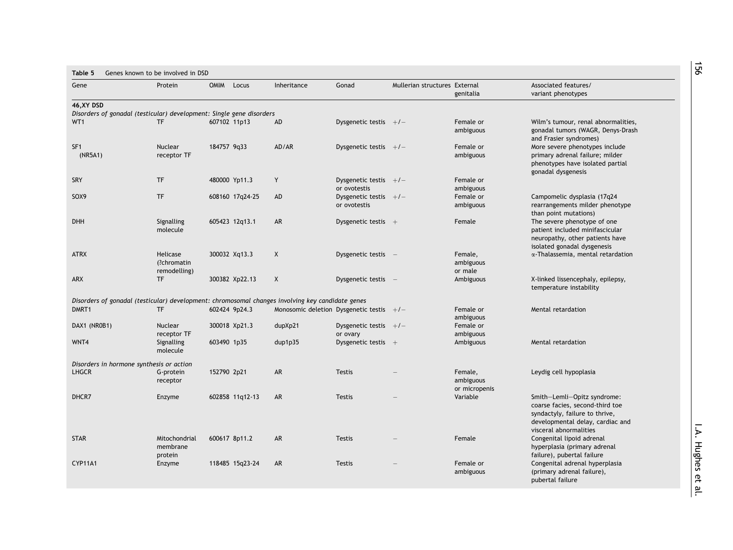**Table 5** Genes known to be involved in DSD

| Gene | Protein | OMIM | Locus | Inheritance | Gonad | Mullerian structures | External genitalia | Associated features/ variant phenotypes |
|---|---|---|---|---|---|---|---|---|
| **46,XY DSD** | | | | | | | | |
| *Disorders of gonadal (testicular) development: Single gene disorders* | | | | | | | | |
| WT1 | TF | 607102 | 11p13 | AD | Dysgenetic testis | +/− | Female or ambiguous | Wilm's tumour, renal abnormalities, gonadal tumors (WAGR, Denys-Drash and Frasier syndromes) |
| SF1 (NR5A1) | Nuclear receptor TF | 184757 | 9q33 | AD/AR | Dysgenetic testis | +/− | Female or ambiguous | More severe phenotypes include primary adrenal failure; milder phenotypes have isolated partial gonadal dysgenesis |
| SRY | TF | 480000 | Yp11.3 | Y | Dysgenetic testis or ovotestis | +/− | Female or ambiguous | |
| SOX9 | TF | 608160 | 17q24-25 | AD | Dysgenetic testis or ovotestis | +/− | Female or ambiguous | Campomelic dysplasia (17q24 rearrangements milder phenotype than point mutations) |
| DHH | Signalling molecule | 605423 | 12q13.1 | AR | Dysgenetic testis | + | Female | The severe phenotype of one patient included minifascicular neuropathy, other patients have isolated gonadal dysgenesis |
| ATRX | Helicase (?chromatin remodelling) | 300032 | Xq13.3 | X | Dysgenetic testis | − | Female, ambiguous or male | α-Thalassemia, mental retardation |
| ARX | TF | 300382 | Xp22.13 | X | Dysgenetic testis | − | Ambiguous | X-linked lissencephaly, epilepsy, temperature instability |
| *Disorders of gonadal (testicular) development: chromosomal changes involving key candidate genes* | | | | | | | | |
| DMRT1 | TF | 602424 | 9p24.3 | Monosomic deletion | Dysgenetic testis | +/− | Female or ambiguous | Mental retardation |
| DAX1 (NR0B1) | Nuclear receptor TF | 300018 | Xp21.3 | dupXp21 | Dysgenetic testis or ovary | +/− | Female or ambiguous | |
| WNT4 | Signalling molecule | 603490 | 1p35 | dup1p35 | Dysgenetic testis | + | Ambiguous | Mental retardation |
| *Disorders in hormone synthesis or action* | | | | | | | | |
| LHGCR | G-protein receptor | 152790 | 2p21 | AR | Testis | − | Female, ambiguous or micropenis | Leydig cell hypoplasia |
| DHCR7 | Enzyme | 602858 | 11q12-13 | AR | Testis | − | Variable | Smith–Lemli–Opitz syndrome: coarse facies, second-third toe syndactyly, failure to thrive, developmental delay, cardiac and visceral abnormalities |
| STAR | Mitochondrial membrane protein | 600617 | 8p11.2 | AR | Testis | − | Female | Congenital lipoid adrenal hyperplasia (primary adrenal failure), pubertal failure |
| CYP11A1 | Enzyme | 118485 | 15q23-24 | AR | Testis | − | Female or ambiguous | Congenital adrenal hyperplasia (primary adrenal failure), pubertal failure |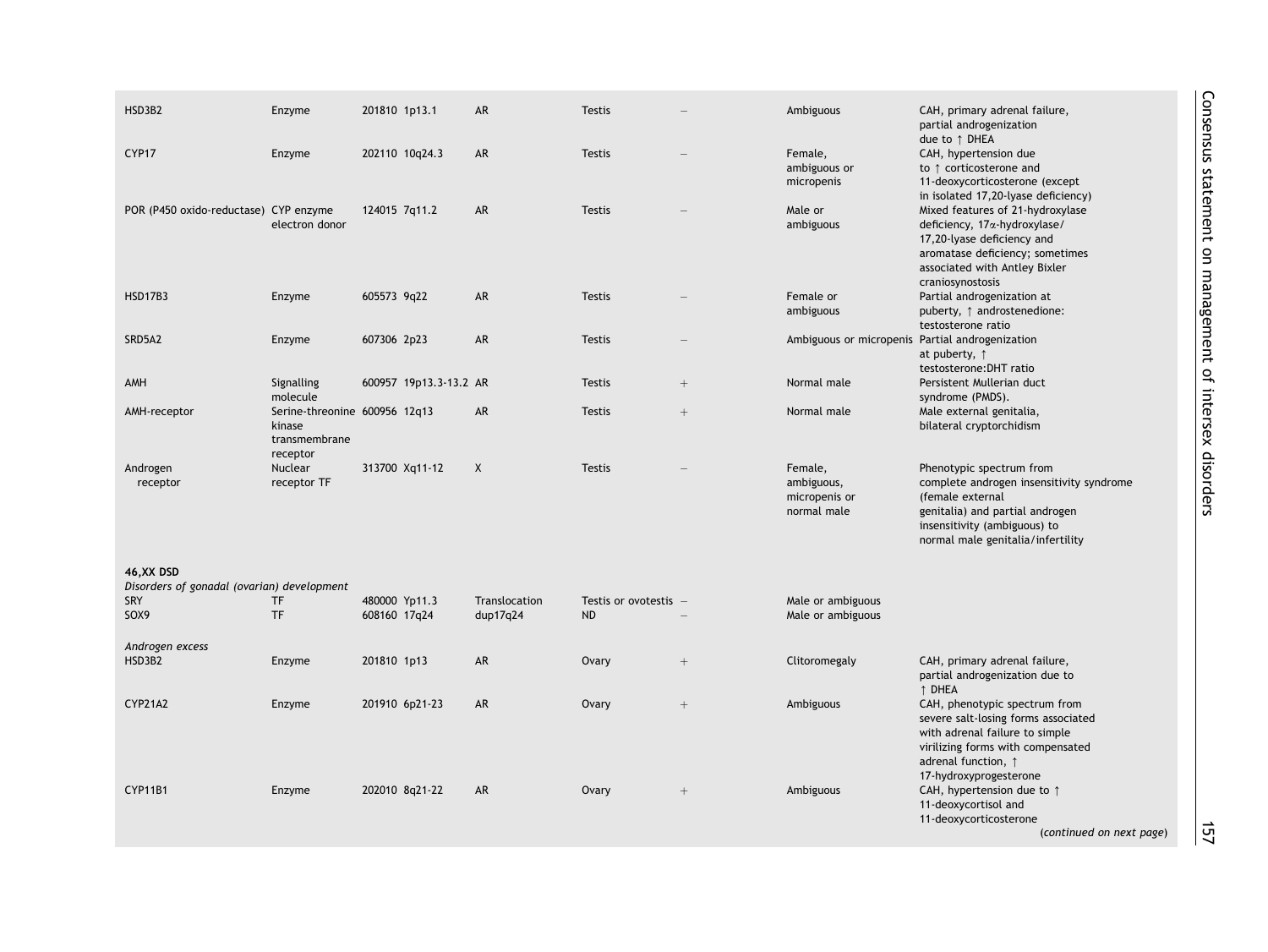| | | | | | | | | |
|---|---|---|---|---|---|---|---|---|
| HSD3B2 | Enzyme | 201810 | 1p13.1 | AR | Testis | – | Ambiguous | CAH, primary adrenal failure, partial androgenization due to ↑ DHEA |
| CYP17 | Enzyme | 202110 | 10q24.3 | AR | Testis | – | Female, ambiguous or micropenis | CAH, hypertension due to ↑ corticosterone and 11-deoxycorticosterone (except in isolated 17,20-lyase deficiency) |
| POR (P450 oxido-reductase) | CYP enzyme electron donor | 124015 | 7q11.2 | AR | Testis | – | Male or ambiguous | Mixed features of 21-hydroxylase deficiency, 17α-hydroxylase/17,20-lyase deficiency and aromatase deficiency; sometimes associated with Antley Bixler craniosynostosis |
| HSD17B3 | Enzyme | 605573 | 9q22 | AR | Testis | – | Female or ambiguous | Partial androgenization at puberty, ↑ androstenedione: testosterone ratio |
| SRD5A2 | Enzyme | 607306 | 2p23 | AR | Testis | – | Ambiguous or micropenis | Partial androgenization at puberty, ↑ testosterone:DHT ratio |
| AMH | Signalling molecule | 600957 | 19p13.3-13.2 | AR | Testis | + | Normal male | Persistent Mullerian duct syndrome (PMDS). |
| AMH-receptor | Serine-threonine kinase transmembrane receptor | 600956 | 12q13 | AR | Testis | + | Normal male | Male external genitalia, bilateral cryptorchidism |
| Androgen receptor | Nuclear receptor TF | 313700 | Xq11-12 | X | Testis | – | Female, ambiguous, micropenis or normal male | Phenotypic spectrum from complete androgen insensitivity syndrome (female external genitalia) and partial androgen insensitivity (ambiguous) to normal male genitalia/infertility |
| **46,XX DSD** | | | | | | | | |
| *Disorders of gonadal (ovarian) development* | | | | | | | | |
| SRY | TF | 480000 | Yp11.3 | Translocation | Testis or ovotestis | – | Male or ambiguous | |
| SOX9 | TF | 608160 | 17q24 | dup17q24 | ND | – | Male or ambiguous | |
| *Androgen excess* | | | | | | | | |
| HSD3B2 | Enzyme | 201810 | 1p13 | AR | Ovary | + | Clitoromegaly | CAH, primary adrenal failure, partial androgenization due to ↑ DHEA |
| CYP21A2 | Enzyme | 201910 | 6p21-23 | AR | Ovary | + | Ambiguous | CAH, phenotypic spectrum from severe salt-losing forms associated with adrenal failure to simple virilizing forms with compensated adrenal function, ↑ 17-hydroxyprogesterone |
| CYP11B1 | Enzyme | 202010 | 8q21-22 | AR | Ovary | + | Ambiguous | CAH, hypertension due to ↑ 11-deoxycortisol and 11-deoxycorticosterone |

(*continued on next page*)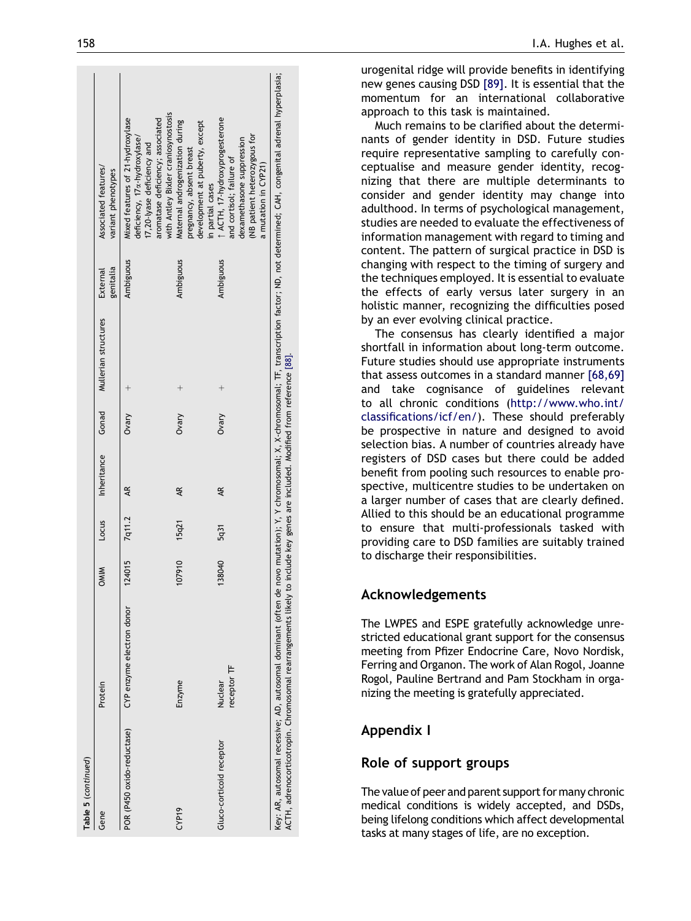Table 5 (continued)

| Gene | Protein | OMIM | Locus | Inheritance | Gonad | Mullerian structures | External genitalia | Associated features/ variant phenotypes |
|---|---|---|---|---|---|---|---|---|
| POR (P450 oxido-reductase) | CYP enzyme electron donor | 124015 | 7q11.2 | AR | Ovary | + | Ambiguous | Mixed features of 21-hydroxylase deficiency, 17α-hydroxylase/ 17,20-lyase deficiency and aromatase deficiency; associated with Antley Bixler craniosynostosis |
| CYP19 | Enzyme | 107910 | 15q21 | AR | Ovary | + | Ambiguous | Maternal androgenization during pregnancy, absent breast development at puberty, except in partial cases |
| Gluco-corticoid receptor | Nuclear receptor TF | 138040 | 5q31 | AR | Ovary | + | Ambiguous | ↑ ACTH, 17-hydroxyprogesterone and cortisol; failure of dexamethasone suppression (NB patient heterozygous for a mutation in CYP21) |

Key: AR, autosomal recessive; AD, autosomal dominant (often de novo mutation); Y, Y chromosomal; X, X-chromosomal; TF, transcription factor; ND, not determined; CAH, congenital adrenal hyperplasia; ACTH, adrenocorticotropin. Chromosomal rearrangements likely to include key genes are included. Modified from reference [88].

urogenital ridge will provide benefits in identifying new genes causing DSD [89]. It is essential that the momentum for an international collaborative approach to this task is maintained.

Much remains to be clarified about the determinants of gender identity in DSD. Future studies require representative sampling to carefully conceptualise and measure gender identity, recognizing that there are multiple determinants to consider and gender identity may change into adulthood. In terms of psychological management, studies are needed to evaluate the effectiveness of information management with regard to timing and content. The pattern of surgical practice in DSD is changing with respect to the timing of surgery and the techniques employed. It is essential to evaluate the effects of early versus later surgery in an holistic manner, recognizing the difficulties posed by an ever evolving clinical practice.

The consensus has clearly identified a major shortfall in information about long-term outcome. Future studies should use appropriate instruments that assess outcomes in a standard manner [68,69] and take cognisance of guidelines relevant to all chronic conditions (http://www.who.int/classifications/icf/en/). These should preferably be prospective in nature and designed to avoid selection bias. A number of countries already have registers of DSD cases but there could be added benefit from pooling such resources to enable prospective, multicentre studies to be undertaken on a larger number of cases that are clearly defined. Allied to this should be an educational programme to ensure that multi-professionals tasked with providing care to DSD families are suitably trained to discharge their responsibilities.

## Acknowledgements

The LWPES and ESPE gratefully acknowledge unrestricted educational grant support for the consensus meeting from Pfizer Endocrine Care, Novo Nordisk, Ferring and Organon. The work of Alan Rogol, Joanne Rogol, Pauline Bertrand and Pam Stockham in organizing the meeting is gratefully appreciated.

## Appendix I

### Role of support groups

The value of peer and parent support for many chronic medical conditions is widely accepted, and DSDs, being lifelong conditions which affect developmental tasks at many stages of life, are no exception.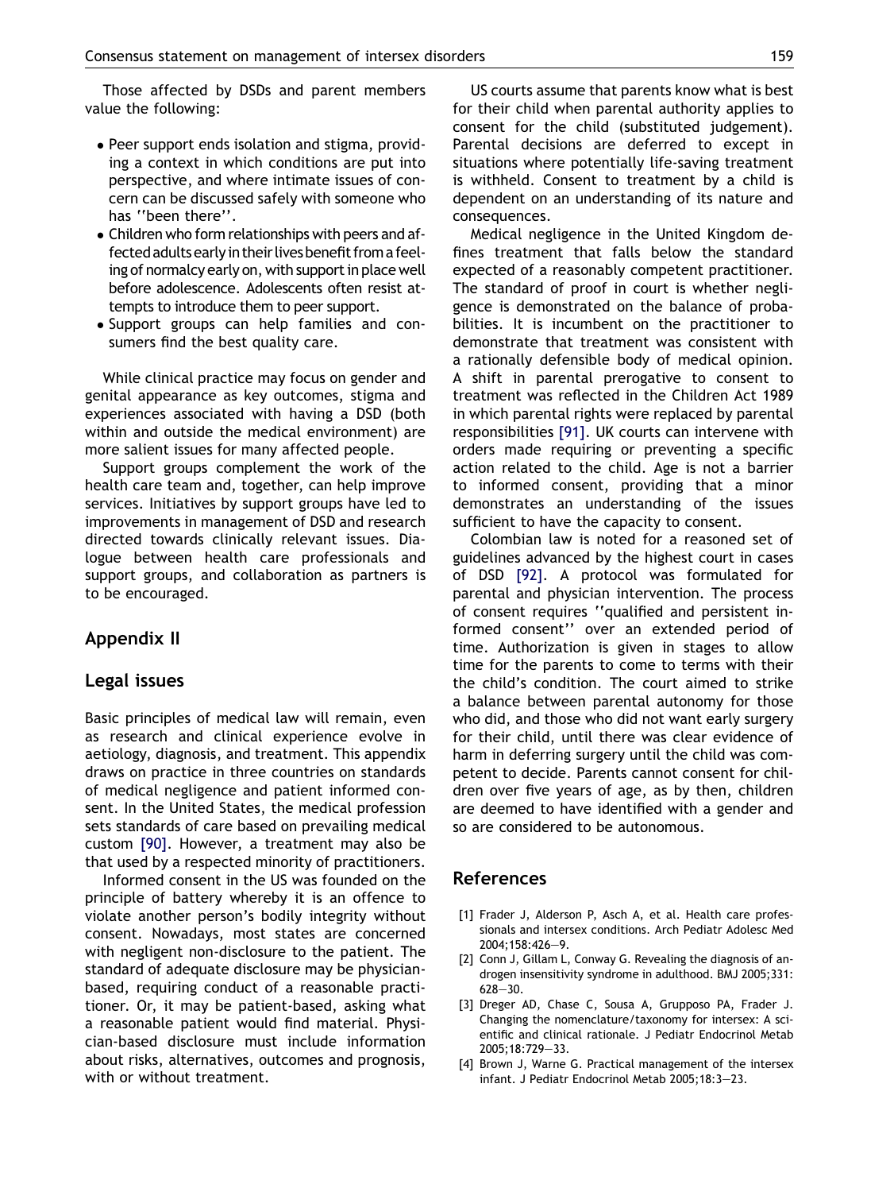Those affected by DSDs and parent members value the following:

- Peer support ends isolation and stigma, providing a context in which conditions are put into perspective, and where intimate issues of concern can be discussed safely with someone who has ''been there''.
- Children who form relationships with peers and affected adults early in their lives benefit from a feeling of normalcy early on, with support in place well before adolescence. Adolescents often resist attempts to introduce them to peer support.
- Support groups can help families and consumers find the best quality care.

While clinical practice may focus on gender and genital appearance as key outcomes, stigma and experiences associated with having a DSD (both within and outside the medical environment) are more salient issues for many affected people.

Support groups complement the work of the health care team and, together, can help improve services. Initiatives by support groups have led to improvements in management of DSD and research directed towards clinically relevant issues. Dialogue between health care professionals and support groups, and collaboration as partners is to be encouraged.

## Appendix II

## Legal issues

Basic principles of medical law will remain, even as research and clinical experience evolve in aetiology, diagnosis, and treatment. This appendix draws on practice in three countries on standards of medical negligence and patient informed consent. In the United States, the medical profession sets standards of care based on prevailing medical custom [90]. However, a treatment may also be that used by a respected minority of practitioners.

Informed consent in the US was founded on the principle of battery whereby it is an offence to violate another person's bodily integrity without consent. Nowadays, most states are concerned with negligent non-disclosure to the patient. The standard of adequate disclosure may be physician-based, requiring conduct of a reasonable practitioner. Or, it may be patient-based, asking what a reasonable patient would find material. Physician-based disclosure must include information about risks, alternatives, outcomes and prognosis, with or without treatment.

US courts assume that parents know what is best for their child when parental authority applies to consent for the child (substituted judgement). Parental decisions are deferred to except in situations where potentially life-saving treatment is withheld. Consent to treatment by a child is dependent on an understanding of its nature and consequences.

Medical negligence in the United Kingdom defines treatment that falls below the standard expected of a reasonably competent practitioner. The standard of proof in court is whether negligence is demonstrated on the balance of probabilities. It is incumbent on the practitioner to demonstrate that treatment was consistent with a rationally defensible body of medical opinion. A shift in parental prerogative to consent to treatment was reflected in the Children Act 1989 in which parental rights were replaced by parental responsibilities [91]. UK courts can intervene with orders made requiring or preventing a specific action related to the child. Age is not a barrier to informed consent, providing that a minor demonstrates an understanding of the issues sufficient to have the capacity to consent.

Colombian law is noted for a reasoned set of guidelines advanced by the highest court in cases of DSD [92]. A protocol was formulated for parental and physician intervention. The process of consent requires ''qualified and persistent informed consent'' over an extended period of time. Authorization is given in stages to allow time for the parents to come to terms with their the child's condition. The court aimed to strike a balance between parental autonomy for those who did, and those who did not want early surgery for their child, until there was clear evidence of harm in deferring surgery until the child was competent to decide. Parents cannot consent for children over five years of age, as by then, children are deemed to have identified with a gender and so are considered to be autonomous.

## References

[1] Frader J, Alderson P, Asch A, et al. Health care professionals and intersex conditions. Arch Pediatr Adolesc Med 2004;158:426—9.

[2] Conn J, Gillam L, Conway G. Revealing the diagnosis of androgen insensitivity syndrome in adulthood. BMJ 2005;331: 628—30.

[3] Dreger AD, Chase C, Sousa A, Grupposo PA, Frader J. Changing the nomenclature/taxonomy for intersex: A scientific and clinical rationale. J Pediatr Endocrinol Metab 2005;18:729—33.

[4] Brown J, Warne G. Practical management of the intersex infant. J Pediatr Endocrinol Metab 2005;18:3—23.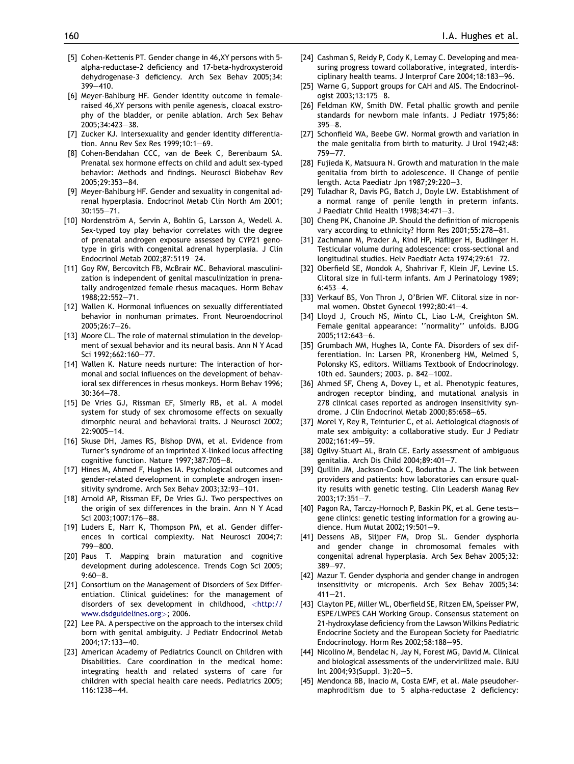[5] Cohen-Kettenis PT. Gender change in 46,XY persons with 5-alpha-reductase-2 deficiency and 17-beta-hydroxysteroid dehydrogenase-3 deficiency. Arch Sex Behav 2005;34: 399—410.

[6] Meyer-Bahlburg HF. Gender identity outcome in female-raised 46,XY persons with penile agenesis, cloacal exstrophy of the bladder, or penile ablation. Arch Sex Behav 2005;34:423—38.

[7] Zucker KJ. Intersexuality and gender identity differentiation. Annu Rev Sex Res 1999;10:1—69.

[8] Cohen-Bendahan CCC, van de Beek C, Berenbaum SA. Prenatal sex hormone effects on child and adult sex-typed behavior: Methods and findings. Neurosci Biobehav Rev 2005;29:353—84.

[9] Meyer-Bahlburg HF. Gender and sexuality in congenital adrenal hyperplasia. Endocrinol Metab Clin North Am 2001; 30:155—71.

[10] Nordenström A, Servin A, Bohlin G, Larsson A, Wedell A. Sex-typed toy play behavior correlates with the degree of prenatal androgen exposure assessed by CYP21 genotype in girls with congenital adrenal hyperplasia. J Clin Endocrinol Metab 2002;87:5119—24.

[11] Goy RW, Bercovitch FB, McBrair MC. Behavioral masculinization is independent of genital masculinization in prenatally androgenized female rhesus macaques. Horm Behav 1988;22:552—71.

[12] Wallen K. Hormonal influences on sexually differentiated behavior in nonhuman primates. Front Neuroendocrinol 2005;26:7—26.

[13] Moore CL. The role of maternal stimulation in the development of sexual behavior and its neural basis. Ann N Y Acad Sci 1992;662:160—77.

[14] Wallen K. Nature needs nurture: The interaction of hormonal and social influences on the development of behavioral sex differences in rhesus monkeys. Horm Behav 1996; 30:364—78.

[15] De Vries GJ, Rissman EF, Simerly RB, et al. A model system for study of sex chromosome effects on sexually dimorphic neural and behavioral traits. J Neurosci 2002; 22:9005—14.

[16] Skuse DH, James RS, Bishop DVM, et al. Evidence from Turner's syndrome of an imprinted X-linked locus affecting cognitive function. Nature 1997;387:705—8.

[17] Hines M, Ahmed F, Hughes IA. Psychological outcomes and gender-related development in complete androgen insensitivity syndrome. Arch Sex Behav 2003;32:93—101.

[18] Arnold AP, Rissman EF, De Vries GJ. Two perspectives on the origin of sex differences in the brain. Ann N Y Acad Sci 2003;1007:176—88.

[19] Luders E, Narr K, Thompson PM, et al. Gender differences in cortical complexity. Nat Neurosci 2004;7: 799—800.

[20] Paus T. Mapping brain maturation and cognitive development during adolescence. Trends Cogn Sci 2005; 9:60—8.

[21] Consortium on the Management of Disorders of Sex Differentiation. Clinical guidelines: for the management of disorders of sex development in childhood, <http://www.dsdguidelines.org>; 2006.

[22] Lee PA. A perspective on the approach to the intersex child born with genital ambiguity. J Pediatr Endocrinol Metab 2004;17:133—40.

[23] American Academy of Pediatrics Council on Children with Disabilities. Care coordination in the medical home: integrating health and related systems of care for children with special health care needs. Pediatrics 2005; 116:1238—44.

[24] Cashman S, Reidy P, Cody K, Lemay C. Developing and measuring progress toward collaborative, integrated, interdisciplinary health teams. J Interprof Care 2004;18:183—96.

[25] Warne G, Support groups for CAH and AIS. The Endocrinologist 2003;13:175—8.

[26] Feldman KW, Smith DW. Fetal phallic growth and penile standards for newborn male infants. J Pediatr 1975;86: 395—8.

[27] Schonfield WA, Beebe GW. Normal growth and variation in the male genitalia from birth to maturity. J Urol 1942;48: 759—77.

[28] Fujieda K, Matsuura N. Growth and maturation in the male genitalia from birth to adolescence. II Change of penile length. Acta Paediatr Jpn 1987;29:220—3.

[29] Tuladhar R, Davis PG, Batch J, Doyle LW. Establishment of a normal range of penile length in preterm infants. J Paediatr Child Health 1998;34:471—3.

[30] Cheng PK, Chanoine JP. Should the definition of micropenis vary according to ethnicity? Horm Res 2001;55:278—81.

[31] Zachmann M, Prader A, Kind HP, Häfliger H, Budlinger H. Testicular volume during adolescence: cross-sectional and longitudinal studies. Helv Paediatr Acta 1974;29:61—72.

[32] Oberfield SE, Mondok A, Shahrivar F, Klein JF, Levine LS. Clitoral size in full-term infants. Am J Perinatology 1989; 6:453—4.

[33] Verkauf BS, Von Thron J, O'Brien WF. Clitoral size in normal women. Obstet Gynecol 1992;80:41—4.

[34] Lloyd J, Crouch NS, Minto CL, Liao L-M, Creighton SM. Female genital appearance: ''normality'' unfolds. BJOG 2005;112:643—6.

[35] Grumbach MM, Hughes IA, Conte FA. Disorders of sex differentiation. In: Larsen PR, Kronenberg HM, Melmed S, Polonsky KS, editors. Williams Textbook of Endocrinology. 10th ed. Saunders; 2003. p. 842—1002.

[36] Ahmed SF, Cheng A, Dovey L, et al. Phenotypic features, androgen receptor binding, and mutational analysis in 278 clinical cases reported as androgen insensitivity syndrome. J Clin Endocrinol Metab 2000;85:658—65.

[37] Morel Y, Rey R, Teinturier C, et al. Aetiological diagnosis of male sex ambiguity: a collaborative study. Eur J Pediatr 2002;161:49—59.

[38] Ogilvy-Stuart AL, Brain CE. Early assessment of ambiguous genitalia. Arch Dis Child 2004;89:401—7.

[39] Quillin JM, Jackson-Cook C, Bodurtha J. The link between providers and patients: how laboratories can ensure quality results with genetic testing. Clin Leadersh Manag Rev 2003;17:351—7.

[40] Pagon RA, Tarczy-Hornoch P, Baskin PK, et al. Gene tests—gene clinics: genetic testing information for a growing audience. Hum Mutat 2002;19:501—9.

[41] Dessens AB, Slijper FM, Drop SL. Gender dysphoria and gender change in chromosomal females with congenital adrenal hyperplasia. Arch Sex Behav 2005;32: 389—97.

[42] Mazur T. Gender dysphoria and gender change in androgen insensitivity or micropenis. Arch Sex Behav 2005;34: 411—21.

[43] Clayton PE, Miller WL, Oberfield SE, Ritzen EM, Speisser PW, ESPE/LWPES CAH Working Group. Consensus statement on 21-hydroxylase deficiency from the Lawson Wilkins Pediatric Endocrine Society and the European Society for Paediatric Endocrinology. Horm Res 2002;58:188—95.

[44] Nicolino M, Bendelac N, Jay N, Forest MG, David M. Clinical and biological assessments of the undervirilized male. BJU Int 2004;93(Suppl. 3):20—5.

[45] Mendonca BB, Inacio M, Costa EMF, et al. Male pseudohermaphroditism due to 5 alpha-reductase 2 deficiency: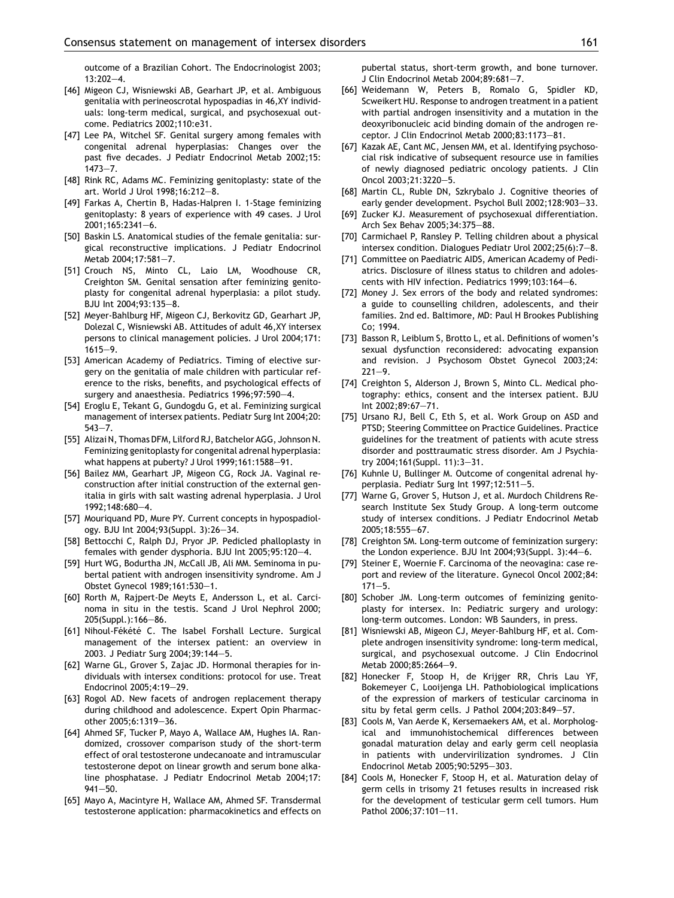outcome of a Brazilian Cohort. The Endocrinologist 2003; 13:202—4.

[46] Migeon CJ, Wisniewski AB, Gearhart JP, et al. Ambiguous genitalia with perineoscrotal hypospadias in 46,XY individuals: long-term medical, surgical, and psychosexual outcome. Pediatrics 2002;110:e31.

[47] Lee PA, Witchel SF. Genital surgery among females with congenital adrenal hyperplasias: Changes over the past five decades. J Pediatr Endocrinol Metab 2002;15: 1473—7.

[48] Rink RC, Adams MC. Feminizing genitoplasty: state of the art. World J Urol 1998;16:212—8.

[49] Farkas A, Chertin B, Hadas-Halpren I. 1-Stage feminizing genitoplasty: 8 years of experience with 49 cases. J Urol 2001;165:2341—6.

[50] Baskin LS. Anatomical studies of the female genitalia: surgical reconstructive implications. J Pediatr Endocrinol Metab 2004;17:581—7.

[51] Crouch NS, Minto CL, Laio LM, Woodhouse CR, Creighton SM. Genital sensation after feminizing genitoplasty for congenital adrenal hyperplasia: a pilot study. BJU Int 2004;93:135—8.

[52] Meyer-Bahlburg HF, Migeon CJ, Berkovitz GD, Gearhart JP, Dolezal C, Wisniewski AB. Attitudes of adult 46,XY intersex persons to clinical management policies. J Urol 2004;171: 1615—9.

[53] American Academy of Pediatrics. Timing of elective surgery on the genitalia of male children with particular reference to the risks, benefits, and psychological effects of surgery and anaesthesia. Pediatrics 1996;97:590—4.

[54] Eroglu E, Tekant G, Gundogdu G, et al. Feminizing surgical management of intersex patients. Pediatr Surg Int 2004;20: 543—7.

[55] Alizai N, Thomas DFM, Lilford RJ, Batchelor AGG, Johnson N. Feminizing genitoplasty for congenital adrenal hyperplasia: what happens at puberty? J Urol 1999;161:1588—91.

[56] Bailez MM, Gearhart JP, Migeon CG, Rock JA. Vaginal reconstruction after initial construction of the external genitalia in girls with salt wasting adrenal hyperplasia. J Urol 1992;148:680—4.

[57] Mouriquand PD, Mure PY. Current concepts in hypospadiology. BJU Int 2004;93(Suppl. 3):26—34.

[58] Bettocchi C, Ralph DJ, Pryor JP. Pedicled phalloplasty in females with gender dysphoria. BJU Int 2005;95:120—4.

[59] Hurt WG, Bodurtha JN, McCall JB, Ali MM. Seminoma in pubertal patient with androgen insensitivity syndrome. Am J Obstet Gynecol 1989;161:530—1.

[60] Rorth M, Rajpert-De Meyts E, Andersson L, et al. Carcinoma in situ in the testis. Scand J Urol Nephrol 2000; 205(Suppl.):166—86.

[61] Nihoul-Fékété C. The Isabel Forshall Lecture. Surgical management of the intersex patient: an overview in 2003. J Pediatr Surg 2004;39:144—5.

[62] Warne GL, Grover S, Zajac JD. Hormonal therapies for individuals with intersex conditions: protocol for use. Treat Endocrinol 2005;4:19—29.

[63] Rogol AD. New facets of androgen replacement therapy during childhood and adolescence. Expert Opin Pharmacother 2005;6:1319—36.

[64] Ahmed SF, Tucker P, Mayo A, Wallace AM, Hughes IA. Randomized, crossover comparison study of the short-term effect of oral testosterone undecanoate and intramuscular testosterone depot on linear growth and serum bone alkaline phosphatase. J Pediatr Endocrinol Metab 2004;17: 941—50.

[65] Mayo A, Macintyre H, Wallace AM, Ahmed SF. Transdermal testosterone application: pharmacokinetics and effects on pubertal status, short-term growth, and bone turnover. J Clin Endocrinol Metab 2004;89:681—7.

[66] Weidemann W, Peters B, Romalo G, Spidler KD, Scweikert HU. Response to androgen treatment in a patient with partial androgen insensitivity and a mutation in the deoxyribonucleic acid binding domain of the androgen receptor. J Clin Endocrinol Metab 2000;83:1173—81.

[67] Kazak AE, Cant MC, Jensen MM, et al. Identifying psychosocial risk indicative of subsequent resource use in families of newly diagnosed pediatric oncology patients. J Clin Oncol 2003;21:3220—5.

[68] Martin CL, Ruble DN, Szkrybalo J. Cognitive theories of early gender development. Psychol Bull 2002;128:903—33.

[69] Zucker KJ. Measurement of psychosexual differentiation. Arch Sex Behav 2005;34:375—88.

[70] Carmichael P, Ransley P. Telling children about a physical intersex condition. Dialogues Pediatr Urol 2002;25(6):7—8.

[71] Committee on Paediatric AIDS, American Academy of Pediatrics. Disclosure of illness status to children and adolescents with HIV infection. Pediatrics 1999;103:164—6.

[72] Money J. Sex errors of the body and related syndromes: a guide to counselling children, adolescents, and their families. 2nd ed. Baltimore, MD: Paul H Brookes Publishing Co; 1994.

[73] Basson R, Leiblum S, Brotto L, et al. Definitions of women's sexual dysfunction reconsidered: advocating expansion and revision. J Psychosom Obstet Gynecol 2003;24: 221—9.

[74] Creighton S, Alderson J, Brown S, Minto CL. Medical photography: ethics, consent and the intersex patient. BJU Int 2002;89:67—71.

[75] Ursano RJ, Bell C, Eth S, et al. Work Group on ASD and PTSD; Steering Committee on Practice Guidelines. Practice guidelines for the treatment of patients with acute stress disorder and posttraumatic stress disorder. Am J Psychiatry 2004;161(Suppl. 11):3—31.

[76] Kuhnle U, Bullinger M. Outcome of congenital adrenal hyperplasia. Pediatr Surg Int 1997;12:511—5.

[77] Warne G, Grover S, Hutson J, et al. Murdoch Childrens Research Institute Sex Study Group. A long-term outcome study of intersex conditions. J Pediatr Endocrinol Metab 2005;18:555—67.

[78] Creighton SM. Long-term outcome of feminization surgery: the London experience. BJU Int 2004;93(Suppl. 3):44—6.

[79] Steiner E, Woernie F. Carcinoma of the neovagina: case report and review of the literature. Gynecol Oncol 2002;84: 171—5.

[80] Schober JM. Long-term outcomes of feminizing genitoplasty for intersex. In: Pediatric surgery and urology: long-term outcomes. London: WB Saunders, in press.

[81] Wisniewski AB, Migeon CJ, Meyer-Bahlburg HF, et al. Complete androgen insensitivity syndrome: long-term medical, surgical, and psychosexual outcome. J Clin Endocrinol Metab 2000;85:2664—9.

[82] Honecker F, Stoop H, de Krijger RR, Chris Lau YF, Bokemeyer C, Looijenga LH. Pathobiological implications of the expression of markers of testicular carcinoma in situ by fetal germ cells. J Pathol 2004;203:849—57.

[83] Cools M, Van Aerde K, Kersemaekers AM, et al. Morphological and immunohistochemical differences between gonadal maturation delay and early germ cell neoplasia in patients with undervirilization syndromes. J Clin Endocrinol Metab 2005;90:5295—303.

[84] Cools M, Honecker F, Stoop H, et al. Maturation delay of germ cells in trisomy 21 fetuses results in increased risk for the development of testicular germ cell tumors. Hum Pathol 2006;37:101—11.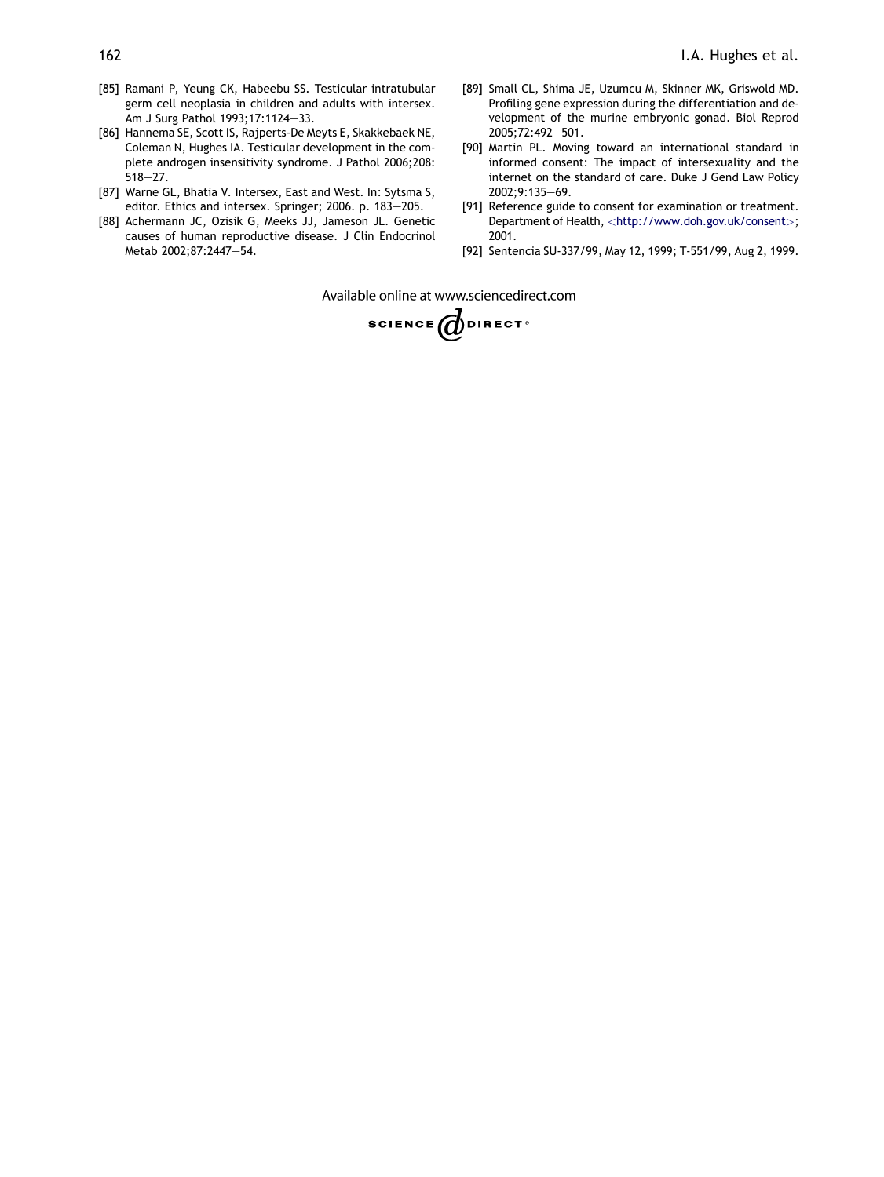[85] Ramani P, Yeung CK, Habeebu SS. Testicular intratubular germ cell neoplasia in children and adults with intersex. Am J Surg Pathol 1993;17:1124—33.

[86] Hannema SE, Scott IS, Rajperts-De Meyts E, Skakkebaek NE, Coleman N, Hughes IA. Testicular development in the complete androgen insensitivity syndrome. J Pathol 2006;208: 518—27.

[87] Warne GL, Bhatia V. Intersex, East and West. In: Sytsma S, editor. Ethics and intersex. Springer; 2006. p. 183—205.

[88] Achermann JC, Ozisik G, Meeks JJ, Jameson JL. Genetic causes of human reproductive disease. J Clin Endocrinol Metab 2002;87:2447—54.

[89] Small CL, Shima JE, Uzumcu M, Skinner MK, Griswold MD. Profiling gene expression during the differentiation and development of the murine embryonic gonad. Biol Reprod 2005;72:492—501.

[90] Martin PL. Moving toward an international standard in informed consent: The impact of intersexuality and the internet on the standard of care. Duke J Gend Law Policy 2002;9:135—69.

[91] Reference guide to consent for examination or treatment. Department of Health, <http://www.doh.gov.uk/consent>; 2001.

[92] Sentencia SU-337/99, May 12, 1999; T-551/99, Aug 2, 1999.

Available online at www.sciencedirect.com

SCIENCE DIRECT®